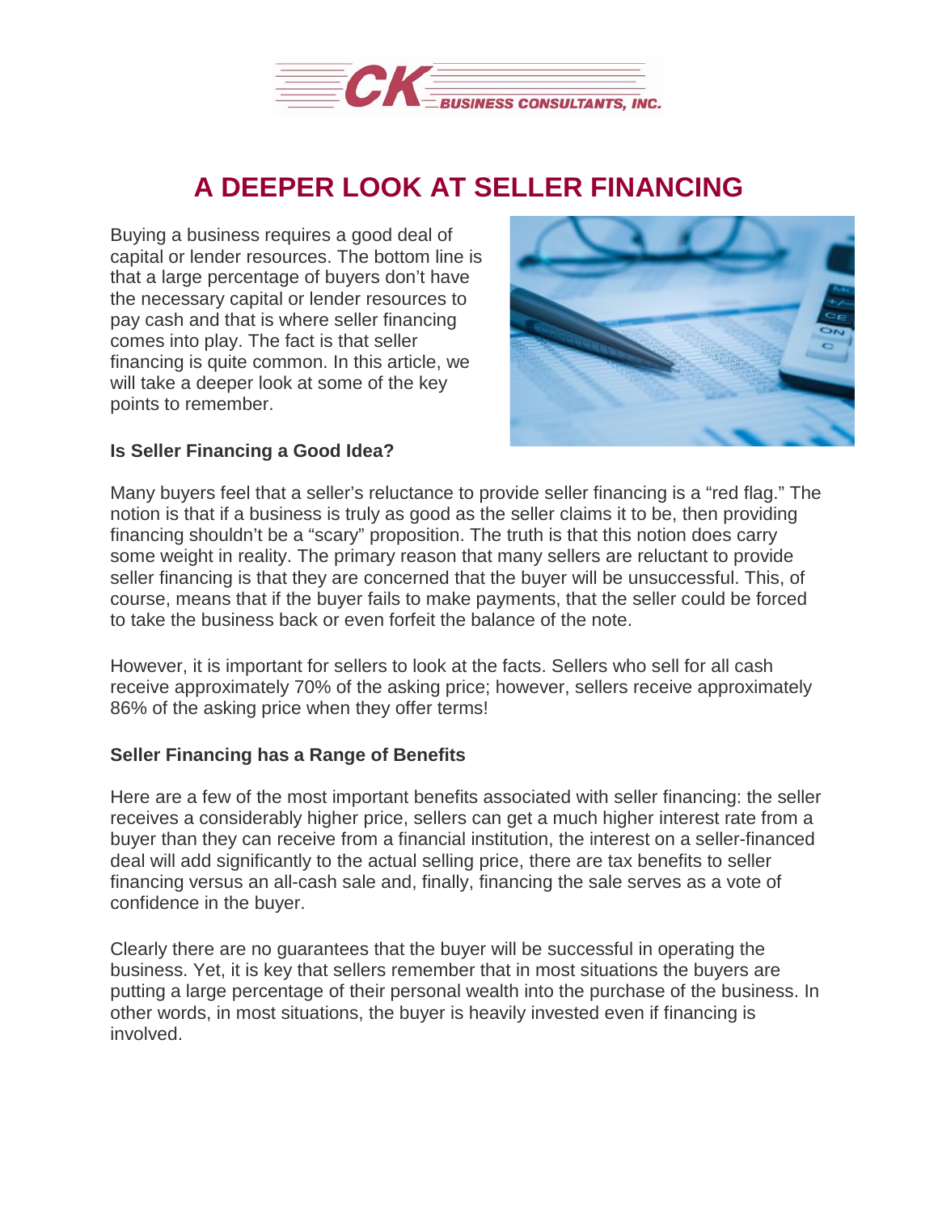# A DEEPER LOOK AT SELLER FINANCING

Buying a business requires a good deal of capital or lender resources. The bottom line is that a large percentage of buyers don't have the necessary capital or lender resources to pay cash and that is where seller financing comes into play. The fact is that seller financing is quite common. In this article, we will take a deeper look at some of the key points to remember.

**Is Seller Financing a Good Idea?**

Many buyers feel that a seller's reluctance to provide seller financing is a "red flag." The notion is that if a business is truly as good as the seller claims it to be, then providing financing shouldn't be a "scary" proposition. The truth is that this notion does carry some weight in reality. The primary reason that many sellers are reluctant to provide seller financing is that they are concerned that the buyer will be unsuccessful. This, of course, means that if the buyer fails to make payments, that the seller could be forced to take the business back or even forfeit the balance of the note.

However, it is important for sellers to look at the facts. Sellers who sell for all cash receive approximately 70% of the asking price; however, sellers receive approximately 86% of the asking price when they offer terms!

**Seller Financing has a Range of Benefits**

Here are a few of the most important benefits associated with seller financing: the seller receives a considerably higher price, sellers can get a much higher interest rate from a buyer than they can receive from a financial institution, the interest on a seller-financed deal will add significantly to the actual selling price, there are tax benefits to seller financing versus an all-cash sale and, finally, financing the sale serves as a vote of confidence in the buyer.

Clearly there are no guarantees that the buyer will be successful in operating the business. Yet, it is key that sellers remember that in most situations the buyers are putting a large percentage of their personal wealth into the purchase of the business. In other words, in most situations, the buyer is heavily invested even if financing is involved.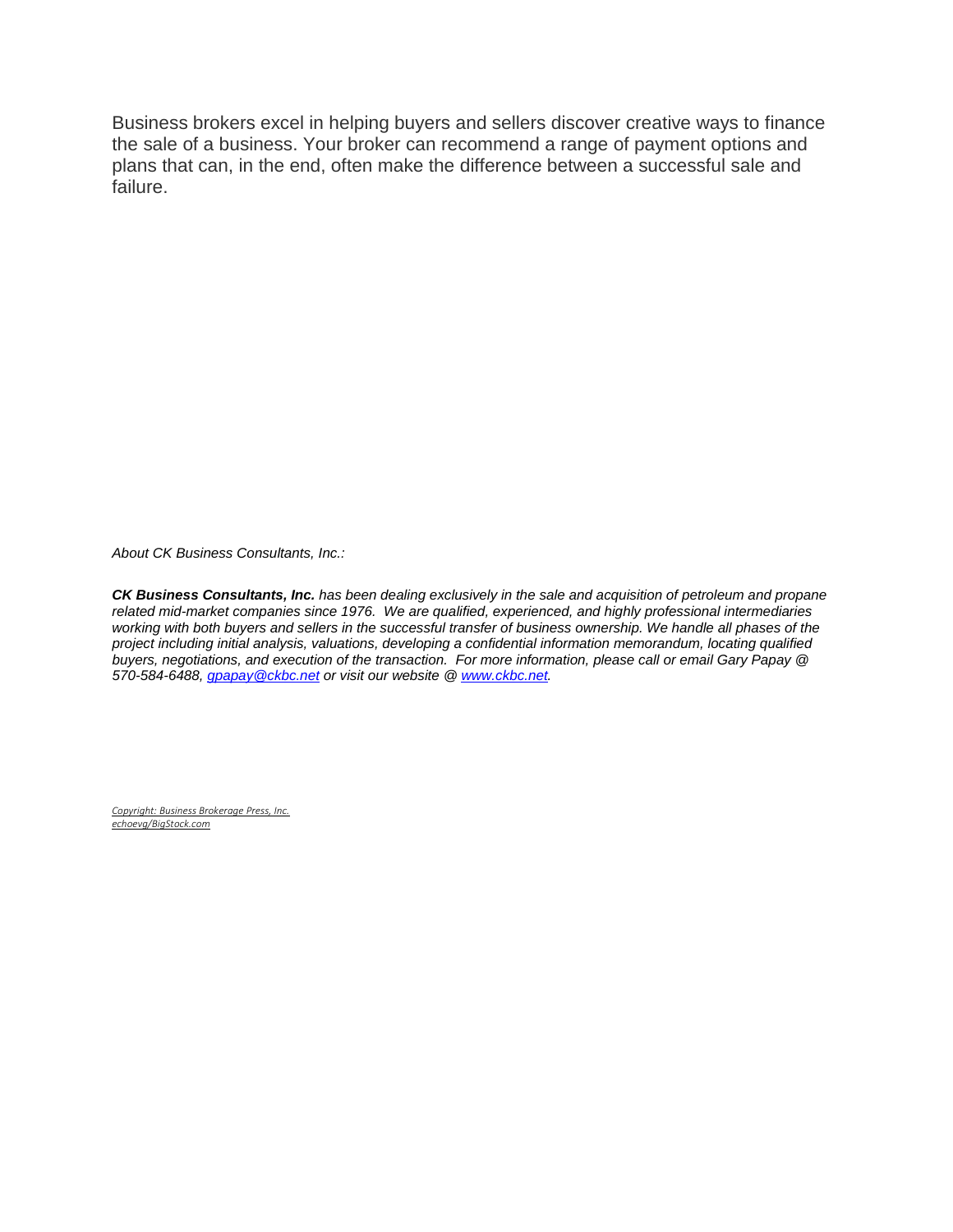Business brokers excel in helping buyers and sellers discover creative ways to finance the sale of a business. Your broker can recommend a range of payment options and plans that can, in the end, often make the difference between a successful sale and failure.

*About CK Business Consultants, Inc.:*

***CK Business Consultants, Inc.*** *has been dealing exclusively in the sale and acquisition of petroleum and propane related mid-market companies since 1976. We are qualified, experienced, and highly professional intermediaries working with both buyers and sellers in the successful transfer of business ownership. We handle all phases of the project including initial analysis, valuations, developing a confidential information memorandum, locating qualified buyers, negotiations, and execution of the transaction. For more information, please call or email Gary Papay @ 570-584-6488, [gpapay@ckbc.net](mailto:gpapay@ckbc.net) or visit our website @ [www.ckbc.net](http://www.ckbc.net).*

*Copyright: Business Brokerage Press, Inc.*
*echoevg/BigStock.com*